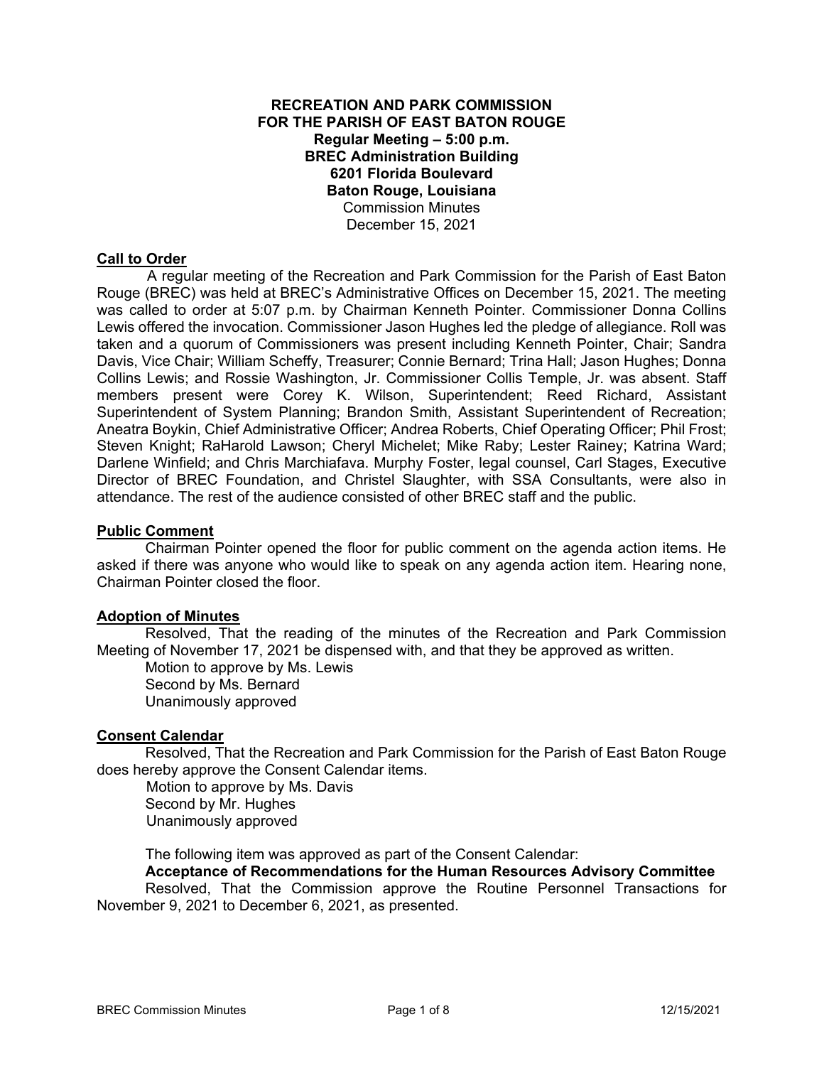**RECREATION AND PARK COMMISSION**
**FOR THE PARISH OF EAST BATON ROUGE**
**Regular Meeting – 5:00 p.m.**
**BREC Administration Building**
**6201 Florida Boulevard**
**Baton Rouge, Louisiana**
Commission Minutes
December 15, 2021

**Call to Order**

A regular meeting of the Recreation and Park Commission for the Parish of East Baton Rouge (BREC) was held at BREC's Administrative Offices on December 15, 2021. The meeting was called to order at 5:07 p.m. by Chairman Kenneth Pointer. Commissioner Donna Collins Lewis offered the invocation. Commissioner Jason Hughes led the pledge of allegiance. Roll was taken and a quorum of Commissioners was present including Kenneth Pointer, Chair; Sandra Davis, Vice Chair; William Scheffy, Treasurer; Connie Bernard; Trina Hall; Jason Hughes; Donna Collins Lewis; and Rossie Washington, Jr. Commissioner Collis Temple, Jr. was absent. Staff members present were Corey K. Wilson, Superintendent; Reed Richard, Assistant Superintendent of System Planning; Brandon Smith, Assistant Superintendent of Recreation; Aneatra Boykin, Chief Administrative Officer; Andrea Roberts, Chief Operating Officer; Phil Frost; Steven Knight; RaHarold Lawson; Cheryl Michelet; Mike Raby; Lester Rainey; Katrina Ward; Darlene Winfield; and Chris Marchiafava. Murphy Foster, legal counsel, Carl Stages, Executive Director of BREC Foundation, and Christel Slaughter, with SSA Consultants, were also in attendance. The rest of the audience consisted of other BREC staff and the public.

**Public Comment**

Chairman Pointer opened the floor for public comment on the agenda action items. He asked if there was anyone who would like to speak on any agenda action item. Hearing none, Chairman Pointer closed the floor.

**Adoption of Minutes**

Resolved, That the reading of the minutes of the Recreation and Park Commission Meeting of November 17, 2021 be dispensed with, and that they be approved as written.

Motion to approve by Ms. Lewis
Second by Ms. Bernard
Unanimously approved

**Consent Calendar**

Resolved, That the Recreation and Park Commission for the Parish of East Baton Rouge does hereby approve the Consent Calendar items.

Motion to approve by Ms. Davis
Second by Mr. Hughes
Unanimously approved

The following item was approved as part of the Consent Calendar:

**Acceptance of Recommendations for the Human Resources Advisory Committee**

Resolved, That the Commission approve the Routine Personnel Transactions for November 9, 2021 to December 6, 2021, as presented.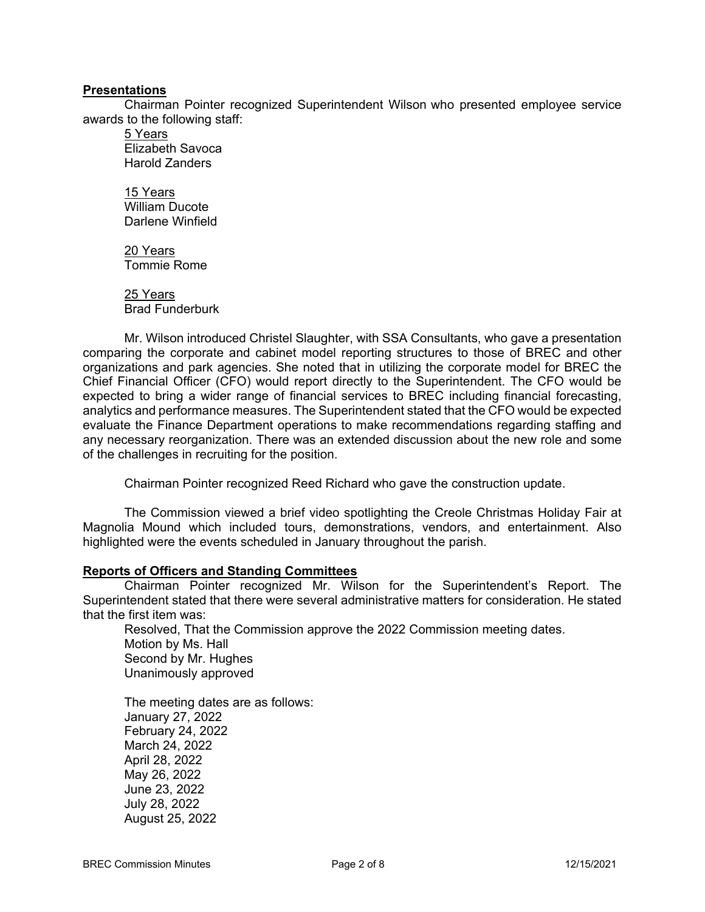**Presentations**

Chairman Pointer recognized Superintendent Wilson who presented employee service awards to the following staff:

5 Years
Elizabeth Savoca
Harold Zanders

15 Years
William Ducote
Darlene Winfield

20 Years
Tommie Rome

25 Years
Brad Funderburk

Mr. Wilson introduced Christel Slaughter, with SSA Consultants, who gave a presentation comparing the corporate and cabinet model reporting structures to those of BREC and other organizations and park agencies. She noted that in utilizing the corporate model for BREC the Chief Financial Officer (CFO) would report directly to the Superintendent. The CFO would be expected to bring a wider range of financial services to BREC including financial forecasting, analytics and performance measures. The Superintendent stated that the CFO would be expected evaluate the Finance Department operations to make recommendations regarding staffing and any necessary reorganization. There was an extended discussion about the new role and some of the challenges in recruiting for the position.

Chairman Pointer recognized Reed Richard who gave the construction update.

The Commission viewed a brief video spotlighting the Creole Christmas Holiday Fair at Magnolia Mound which included tours, demonstrations, vendors, and entertainment. Also highlighted were the events scheduled in January throughout the parish.

**Reports of Officers and Standing Committees**

Chairman Pointer recognized Mr. Wilson for the Superintendent's Report. The Superintendent stated that there were several administrative matters for consideration. He stated that the first item was:

Resolved, That the Commission approve the 2022 Commission meeting dates.
Motion by Ms. Hall
Second by Mr. Hughes
Unanimously approved

The meeting dates are as follows:
January 27, 2022
February 24, 2022
March 24, 2022
April 28, 2022
May 26, 2022
June 23, 2022
July 28, 2022
August 25, 2022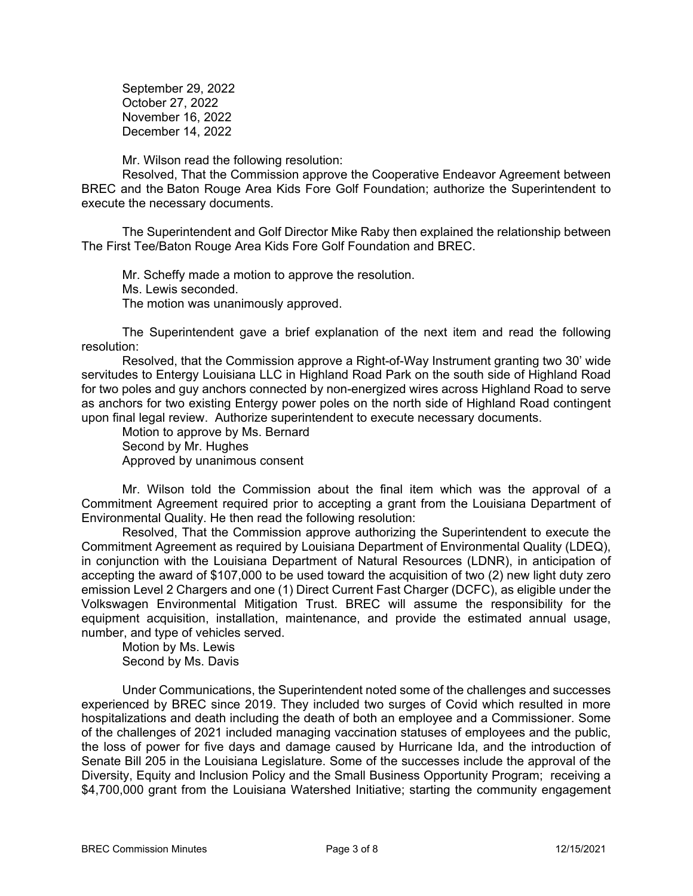September 29, 2022
October 27, 2022
November 16, 2022
December 14, 2022

Mr. Wilson read the following resolution:

Resolved, That the Commission approve the Cooperative Endeavor Agreement between BREC and the Baton Rouge Area Kids Fore Golf Foundation; authorize the Superintendent to execute the necessary documents.

The Superintendent and Golf Director Mike Raby then explained the relationship between The First Tee/Baton Rouge Area Kids Fore Golf Foundation and BREC.

Mr. Scheffy made a motion to approve the resolution.
Ms. Lewis seconded.
The motion was unanimously approved.

The Superintendent gave a brief explanation of the next item and read the following resolution:

Resolved, that the Commission approve a Right-of-Way Instrument granting two 30' wide servitudes to Entergy Louisiana LLC in Highland Road Park on the south side of Highland Road for two poles and guy anchors connected by non-energized wires across Highland Road to serve as anchors for two existing Entergy power poles on the north side of Highland Road contingent upon final legal review. Authorize superintendent to execute necessary documents.

Motion to approve by Ms. Bernard
Second by Mr. Hughes
Approved by unanimous consent

Mr. Wilson told the Commission about the final item which was the approval of a Commitment Agreement required prior to accepting a grant from the Louisiana Department of Environmental Quality. He then read the following resolution:

Resolved, That the Commission approve authorizing the Superintendent to execute the Commitment Agreement as required by Louisiana Department of Environmental Quality (LDEQ), in conjunction with the Louisiana Department of Natural Resources (LDNR), in anticipation of accepting the award of $107,000 to be used toward the acquisition of two (2) new light duty zero emission Level 2 Chargers and one (1) Direct Current Fast Charger (DCFC), as eligible under the Volkswagen Environmental Mitigation Trust. BREC will assume the responsibility for the equipment acquisition, installation, maintenance, and provide the estimated annual usage, number, and type of vehicles served.

Motion by Ms. Lewis
Second by Ms. Davis

Under Communications, the Superintendent noted some of the challenges and successes experienced by BREC since 2019. They included two surges of Covid which resulted in more hospitalizations and death including the death of both an employee and a Commissioner. Some of the challenges of 2021 included managing vaccination statuses of employees and the public, the loss of power for five days and damage caused by Hurricane Ida, and the introduction of Senate Bill 205 in the Louisiana Legislature. Some of the successes include the approval of the Diversity, Equity and Inclusion Policy and the Small Business Opportunity Program; receiving a $4,700,000 grant from the Louisiana Watershed Initiative; starting the community engagement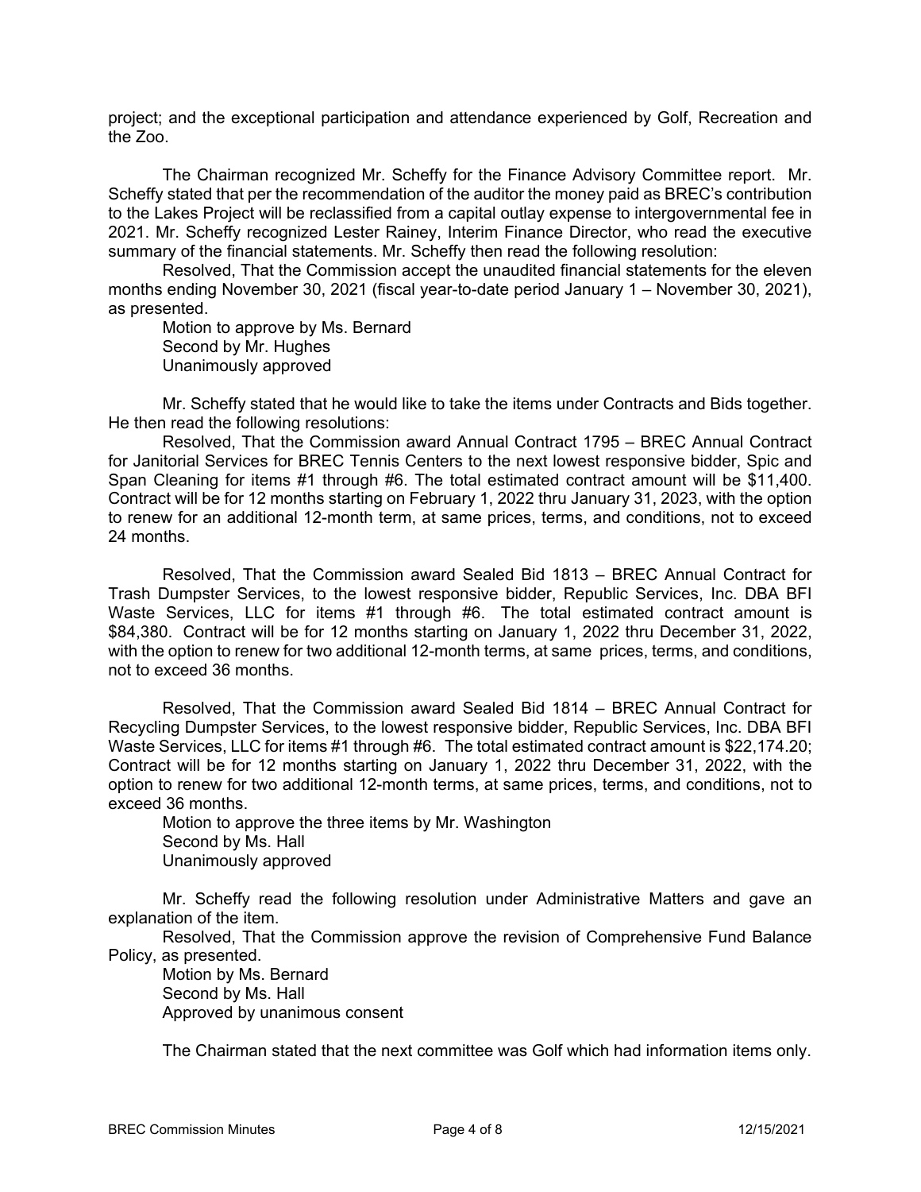project; and the exceptional participation and attendance experienced by Golf, Recreation and the Zoo.

The Chairman recognized Mr. Scheffy for the Finance Advisory Committee report. Mr. Scheffy stated that per the recommendation of the auditor the money paid as BREC's contribution to the Lakes Project will be reclassified from a capital outlay expense to intergovernmental fee in 2021. Mr. Scheffy recognized Lester Rainey, Interim Finance Director, who read the executive summary of the financial statements. Mr. Scheffy then read the following resolution:

Resolved, That the Commission accept the unaudited financial statements for the eleven months ending November 30, 2021 (fiscal year-to-date period January 1 – November 30, 2021), as presented.

Motion to approve by Ms. Bernard
Second by Mr. Hughes
Unanimously approved

Mr. Scheffy stated that he would like to take the items under Contracts and Bids together. He then read the following resolutions:

Resolved, That the Commission award Annual Contract 1795 – BREC Annual Contract for Janitorial Services for BREC Tennis Centers to the next lowest responsive bidder, Spic and Span Cleaning for items #1 through #6. The total estimated contract amount will be $11,400. Contract will be for 12 months starting on February 1, 2022 thru January 31, 2023, with the option to renew for an additional 12-month term, at same prices, terms, and conditions, not to exceed 24 months.

Resolved, That the Commission award Sealed Bid 1813 – BREC Annual Contract for Trash Dumpster Services, to the lowest responsive bidder, Republic Services, Inc. DBA BFI Waste Services, LLC for items #1 through #6. The total estimated contract amount is $84,380. Contract will be for 12 months starting on January 1, 2022 thru December 31, 2022, with the option to renew for two additional 12-month terms, at same prices, terms, and conditions, not to exceed 36 months.

Resolved, That the Commission award Sealed Bid 1814 – BREC Annual Contract for Recycling Dumpster Services, to the lowest responsive bidder, Republic Services, Inc. DBA BFI Waste Services, LLC for items #1 through #6. The total estimated contract amount is $22,174.20; Contract will be for 12 months starting on January 1, 2022 thru December 31, 2022, with the option to renew for two additional 12-month terms, at same prices, terms, and conditions, not to exceed 36 months.

Motion to approve the three items by Mr. Washington
Second by Ms. Hall
Unanimously approved

Mr. Scheffy read the following resolution under Administrative Matters and gave an explanation of the item.

Resolved, That the Commission approve the revision of Comprehensive Fund Balance Policy, as presented.

Motion by Ms. Bernard
Second by Ms. Hall
Approved by unanimous consent

The Chairman stated that the next committee was Golf which had information items only.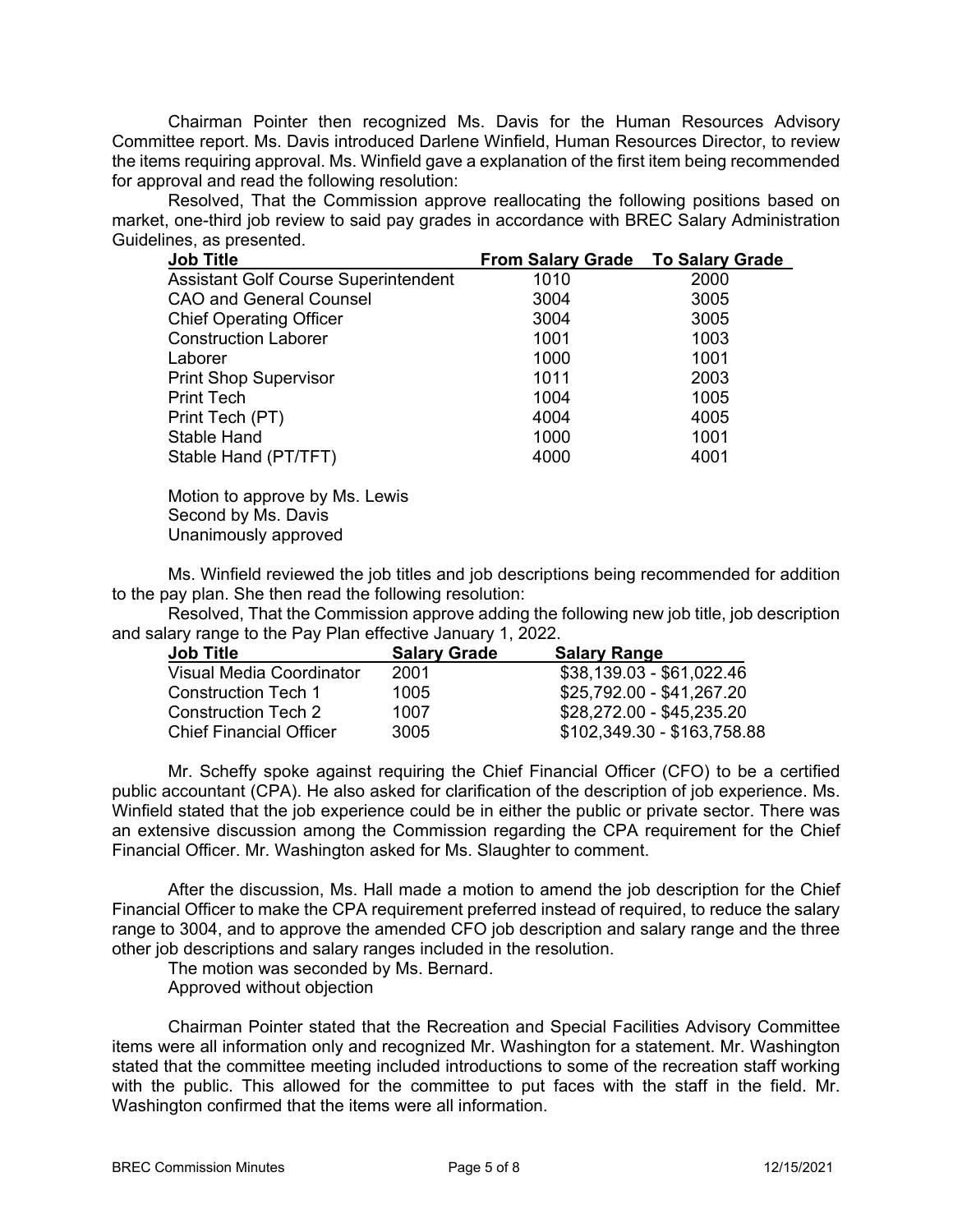Chairman Pointer then recognized Ms. Davis for the Human Resources Advisory Committee report. Ms. Davis introduced Darlene Winfield, Human Resources Director, to review the items requiring approval. Ms. Winfield gave a explanation of the first item being recommended for approval and read the following resolution:

Resolved, That the Commission approve reallocating the following positions based on market, one-third job review to said pay grades in accordance with BREC Salary Administration Guidelines, as presented.

| Job Title | From Salary Grade | To Salary Grade |
|---|---|---|
| Assistant Golf Course Superintendent | 1010 | 2000 |
| CAO and General Counsel | 3004 | 3005 |
| Chief Operating Officer | 3004 | 3005 |
| Construction Laborer | 1001 | 1003 |
| Laborer | 1000 | 1001 |
| Print Shop Supervisor | 1011 | 2003 |
| Print Tech | 1004 | 1005 |
| Print Tech (PT) | 4004 | 4005 |
| Stable Hand | 1000 | 1001 |
| Stable Hand (PT/TFT) | 4000 | 4001 |

Motion to approve by Ms. Lewis
Second by Ms. Davis
Unanimously approved

Ms. Winfield reviewed the job titles and job descriptions being recommended for addition to the pay plan. She then read the following resolution:

Resolved, That the Commission approve adding the following new job title, job description and salary range to the Pay Plan effective January 1, 2022.

| Job Title | Salary Grade | Salary Range |
|---|---|---|
| Visual Media Coordinator | 2001 | $38,139.03 - $61,022.46 |
| Construction Tech 1 | 1005 | $25,792.00 - $41,267.20 |
| Construction Tech 2 | 1007 | $28,272.00 - $45,235.20 |
| Chief Financial Officer | 3005 | $102,349.30 - $163,758.88 |

Mr. Scheffy spoke against requiring the Chief Financial Officer (CFO) to be a certified public accountant (CPA). He also asked for clarification of the description of job experience. Ms. Winfield stated that the job experience could be in either the public or private sector. There was an extensive discussion among the Commission regarding the CPA requirement for the Chief Financial Officer. Mr. Washington asked for Ms. Slaughter to comment.

After the discussion, Ms. Hall made a motion to amend the job description for the Chief Financial Officer to make the CPA requirement preferred instead of required, to reduce the salary range to 3004, and to approve the amended CFO job description and salary range and the three other job descriptions and salary ranges included in the resolution.

The motion was seconded by Ms. Bernard.
Approved without objection

Chairman Pointer stated that the Recreation and Special Facilities Advisory Committee items were all information only and recognized Mr. Washington for a statement. Mr. Washington stated that the committee meeting included introductions to some of the recreation staff working with the public. This allowed for the committee to put faces with the staff in the field. Mr. Washington confirmed that the items were all information.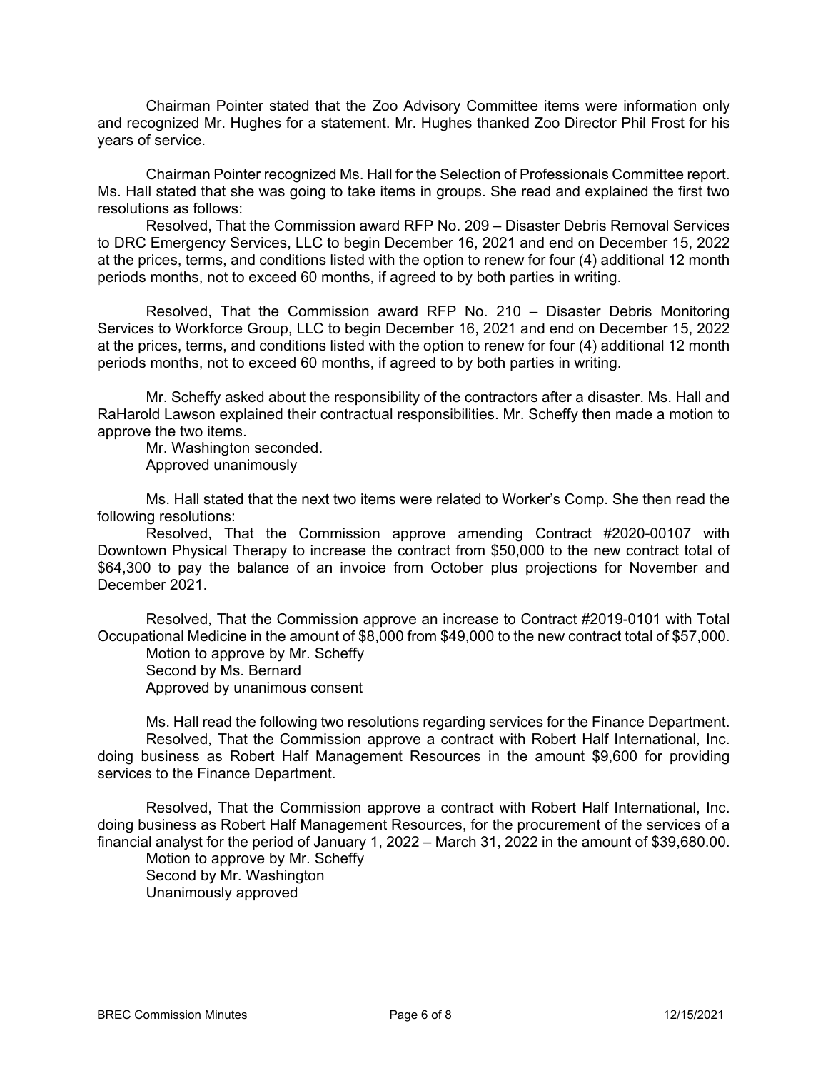Chairman Pointer stated that the Zoo Advisory Committee items were information only and recognized Mr. Hughes for a statement. Mr. Hughes thanked Zoo Director Phil Frost for his years of service.

Chairman Pointer recognized Ms. Hall for the Selection of Professionals Committee report. Ms. Hall stated that she was going to take items in groups. She read and explained the first two resolutions as follows:

Resolved, That the Commission award RFP No. 209 – Disaster Debris Removal Services to DRC Emergency Services, LLC to begin December 16, 2021 and end on December 15, 2022 at the prices, terms, and conditions listed with the option to renew for four (4) additional 12 month periods months, not to exceed 60 months, if agreed to by both parties in writing.

Resolved, That the Commission award RFP No. 210 – Disaster Debris Monitoring Services to Workforce Group, LLC to begin December 16, 2021 and end on December 15, 2022 at the prices, terms, and conditions listed with the option to renew for four (4) additional 12 month periods months, not to exceed 60 months, if agreed to by both parties in writing.

Mr. Scheffy asked about the responsibility of the contractors after a disaster. Ms. Hall and RaHarold Lawson explained their contractual responsibilities. Mr. Scheffy then made a motion to approve the two items.

Mr. Washington seconded.
Approved unanimously

Ms. Hall stated that the next two items were related to Worker's Comp. She then read the following resolutions:

Resolved, That the Commission approve amending Contract #2020-00107 with Downtown Physical Therapy to increase the contract from $50,000 to the new contract total of $64,300 to pay the balance of an invoice from October plus projections for November and December 2021.

Resolved, That the Commission approve an increase to Contract #2019-0101 with Total Occupational Medicine in the amount of $8,000 from $49,000 to the new contract total of $57,000.

Motion to approve by Mr. Scheffy
Second by Ms. Bernard
Approved by unanimous consent

Ms. Hall read the following two resolutions regarding services for the Finance Department.

Resolved, That the Commission approve a contract with Robert Half International, Inc. doing business as Robert Half Management Resources in the amount $9,600 for providing services to the Finance Department.

Resolved, That the Commission approve a contract with Robert Half International, Inc. doing business as Robert Half Management Resources, for the procurement of the services of a financial analyst for the period of January 1, 2022 – March 31, 2022 in the amount of $39,680.00.

Motion to approve by Mr. Scheffy
Second by Mr. Washington
Unanimously approved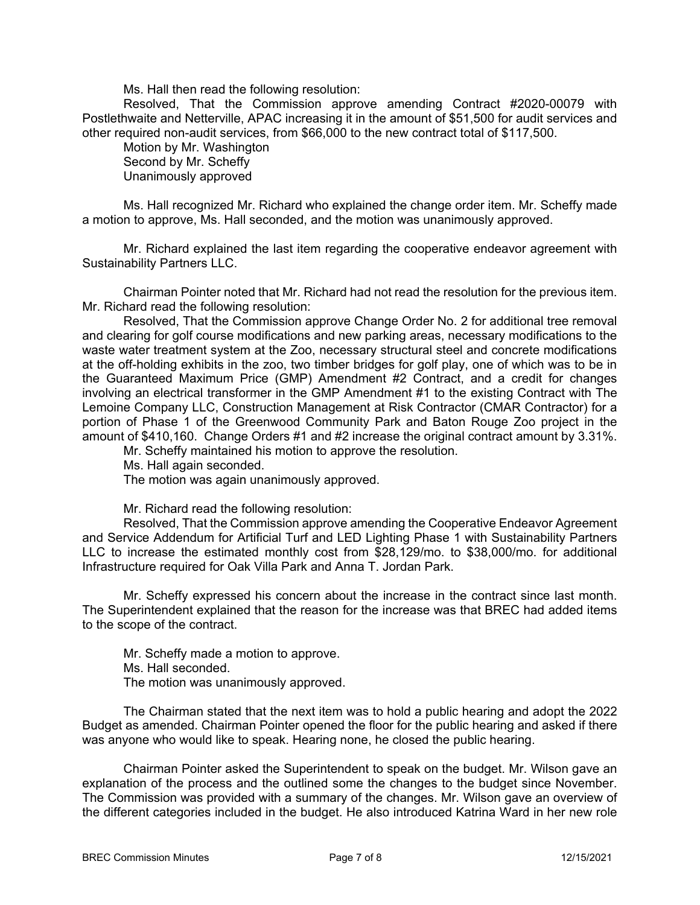Ms. Hall then read the following resolution:

Resolved, That the Commission approve amending Contract #2020-00079 with Postlethwaite and Netterville, APAC increasing it in the amount of $51,500 for audit services and other required non-audit services, from $66,000 to the new contract total of $117,500.

Motion by Mr. Washington
Second by Mr. Scheffy
Unanimously approved

Ms. Hall recognized Mr. Richard who explained the change order item. Mr. Scheffy made a motion to approve, Ms. Hall seconded, and the motion was unanimously approved.

Mr. Richard explained the last item regarding the cooperative endeavor agreement with Sustainability Partners LLC.

Chairman Pointer noted that Mr. Richard had not read the resolution for the previous item. Mr. Richard read the following resolution:

Resolved, That the Commission approve Change Order No. 2 for additional tree removal and clearing for golf course modifications and new parking areas, necessary modifications to the waste water treatment system at the Zoo, necessary structural steel and concrete modifications at the off-holding exhibits in the zoo, two timber bridges for golf play, one of which was to be in the Guaranteed Maximum Price (GMP) Amendment #2 Contract, and a credit for changes involving an electrical transformer in the GMP Amendment #1 to the existing Contract with The Lemoine Company LLC, Construction Management at Risk Contractor (CMAR Contractor) for a portion of Phase 1 of the Greenwood Community Park and Baton Rouge Zoo project in the amount of $410,160. Change Orders #1 and #2 increase the original contract amount by 3.31%.

Mr. Scheffy maintained his motion to approve the resolution.
Ms. Hall again seconded.
The motion was again unanimously approved.

Mr. Richard read the following resolution:

Resolved, That the Commission approve amending the Cooperative Endeavor Agreement and Service Addendum for Artificial Turf and LED Lighting Phase 1 with Sustainability Partners LLC to increase the estimated monthly cost from $28,129/mo. to $38,000/mo. for additional Infrastructure required for Oak Villa Park and Anna T. Jordan Park.

Mr. Scheffy expressed his concern about the increase in the contract since last month. The Superintendent explained that the reason for the increase was that BREC had added items to the scope of the contract.

Mr. Scheffy made a motion to approve.
Ms. Hall seconded.
The motion was unanimously approved.

The Chairman stated that the next item was to hold a public hearing and adopt the 2022 Budget as amended. Chairman Pointer opened the floor for the public hearing and asked if there was anyone who would like to speak. Hearing none, he closed the public hearing.

Chairman Pointer asked the Superintendent to speak on the budget. Mr. Wilson gave an explanation of the process and the outlined some the changes to the budget since November. The Commission was provided with a summary of the changes. Mr. Wilson gave an overview of the different categories included in the budget. He also introduced Katrina Ward in her new role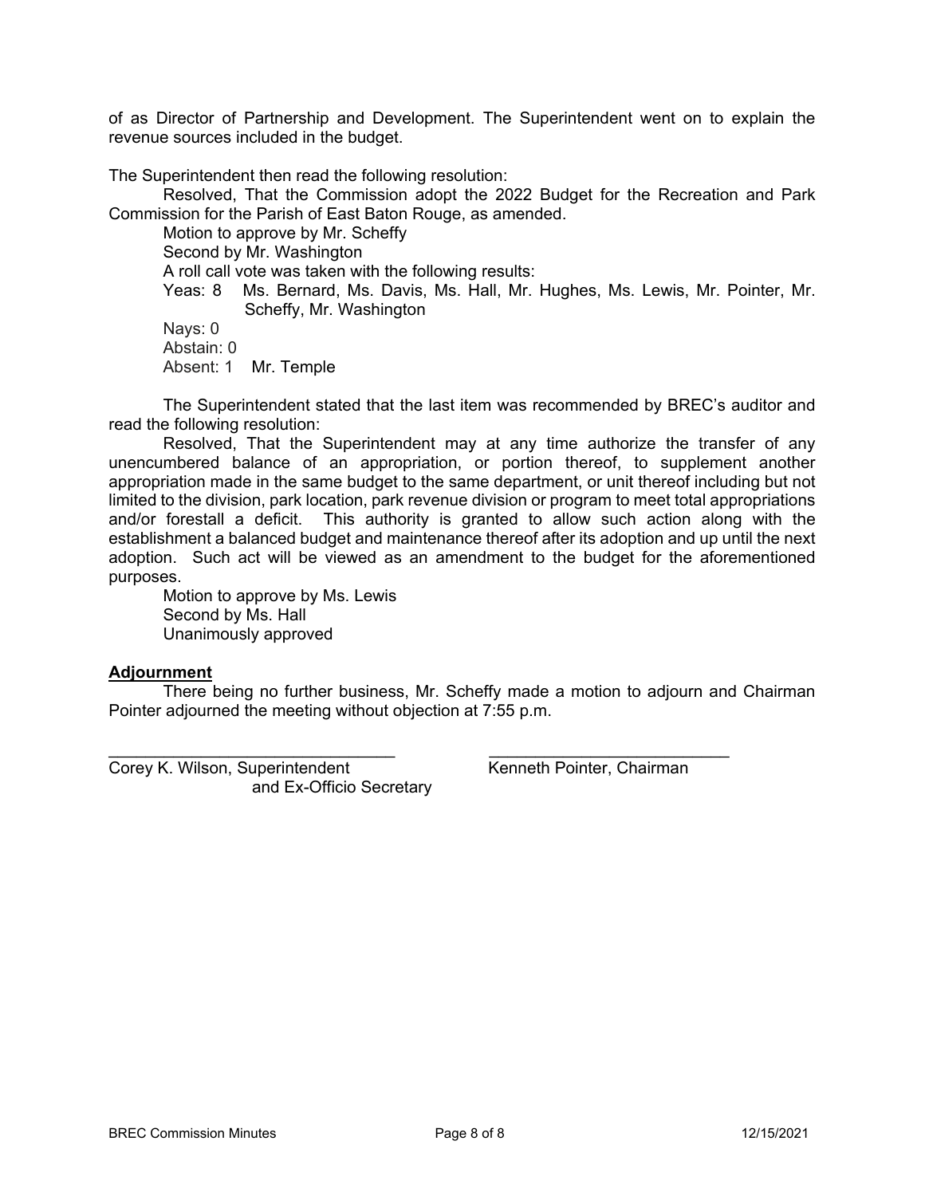of as Director of Partnership and Development. The Superintendent went on to explain the revenue sources included in the budget.

The Superintendent then read the following resolution:

Resolved, That the Commission adopt the 2022 Budget for the Recreation and Park Commission for the Parish of East Baton Rouge, as amended.

Motion to approve by Mr. Scheffy
Second by Mr. Washington
A roll call vote was taken with the following results:
Yeas: 8 Ms. Bernard, Ms. Davis, Ms. Hall, Mr. Hughes, Ms. Lewis, Mr. Pointer, Mr. Scheffy, Mr. Washington
Nays: 0
Abstain: 0
Absent: 1 Mr. Temple

The Superintendent stated that the last item was recommended by BREC's auditor and read the following resolution:

Resolved, That the Superintendent may at any time authorize the transfer of any unencumbered balance of an appropriation, or portion thereof, to supplement another appropriation made in the same budget to the same department, or unit thereof including but not limited to the division, park location, park revenue division or program to meet total appropriations and/or forestall a deficit. This authority is granted to allow such action along with the establishment a balanced budget and maintenance thereof after its adoption and up until the next adoption. Such act will be viewed as an amendment to the budget for the aforementioned purposes.

Motion to approve by Ms. Lewis
Second by Ms. Hall
Unanimously approved

**Adjournment**

There being no further business, Mr. Scheffy made a motion to adjourn and Chairman Pointer adjourned the meeting without objection at 7:55 p.m.

_______________________________ 
Corey K. Wilson, Superintendent
and Ex-Officio Secretary

_______________________________ 
Kenneth Pointer, Chairman